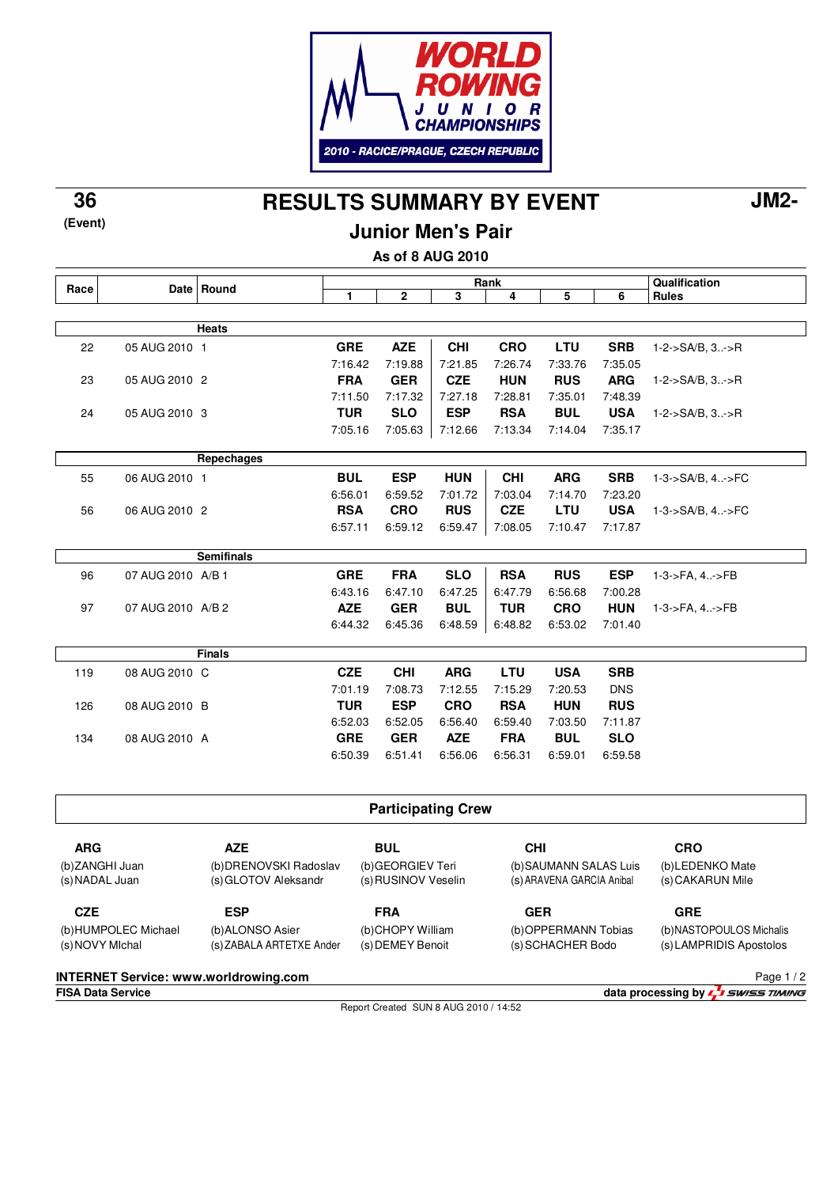WORLD ROWING JUNIOR CHAMPIONSHIPS

2010 - RACICE/PRAGUE, CZECH REPUBLIC

**36**
**(Event)**

# RESULTS SUMMARY BY EVENT

**JM2-**

## Junior Men's Pair

**As of 8 AUG 2010**

| Race | Date | Round | 1 | 2 | 3 | 4 | 5 | 6 | Qualification Rules |
|---|---|---|---|---|---|---|---|---|---|
| | | **Heats** | | | | | | | |
| 22 | 05 AUG 2010 | 1 | **GRE** 7:16.42 | **AZE** 7:19.88 | **CHI** 7:21.85 | **CRO** 7:26.74 | **LTU** 7:33.76 | **SRB** 7:35.05 | 1-2->SA/B, 3..->R |
| 23 | 05 AUG 2010 | 2 | **FRA** 7:11.50 | **GER** 7:17.32 | **CZE** 7:27.18 | **HUN** 7:28.81 | **RUS** 7:35.01 | **ARG** 7:48.39 | 1-2->SA/B, 3..->R |
| 24 | 05 AUG 2010 | 3 | **TUR** 7:05.16 | **SLO** 7:05.63 | **ESP** 7:12.66 | **RSA** 7:13.34 | **BUL** 7:14.04 | **USA** 7:35.17 | 1-2->SA/B, 3..->R |
| | | **Repechages** | | | | | | | |
| 55 | 06 AUG 2010 | 1 | **BUL** 6:56.01 | **ESP** 6:59.52 | **HUN** 7:01.72 | **CHI** 7:03.04 | **ARG** 7:14.70 | **SRB** 7:23.20 | 1-3->SA/B, 4..->FC |
| 56 | 06 AUG 2010 | 2 | **RSA** 6:57.11 | **CRO** 6:59.12 | **RUS** 6:59.47 | **CZE** 7:08.05 | **LTU** 7:10.47 | **USA** 7:17.87 | 1-3->SA/B, 4..->FC |
| | | **Semifinals** | | | | | | | |
| 96 | 07 AUG 2010 | A/B 1 | **GRE** 6:43.16 | **FRA** 6:47.10 | **SLO** 6:47.25 | **RSA** 6:47.79 | **RUS** 6:56.68 | **ESP** 7:00.28 | 1-3->FA, 4..->FB |
| 97 | 07 AUG 2010 | A/B 2 | **AZE** 6:44.32 | **GER** 6:45.36 | **BUL** 6:48.59 | **TUR** 6:48.82 | **CRO** 6:53.02 | **HUN** 7:01.40 | 1-3->FA, 4..->FB |
| | | **Finals** | | | | | | | |
| 119 | 08 AUG 2010 | C | **CZE** 7:01.19 | **CHI** 7:08.73 | **ARG** 7:12.55 | **LTU** 7:15.29 | **USA** 7:20.53 | **SRB** DNS | |
| 126 | 08 AUG 2010 | B | **TUR** 6:52.03 | **ESP** 6:52.05 | **CRO** 6:56.40 | **RSA** 6:59.40 | **HUN** 7:03.50 | **RUS** 7:11.87 | |
| 134 | 08 AUG 2010 | A | **GRE** 6:50.39 | **GER** 6:51.41 | **AZE** 6:56.06 | **FRA** 6:56.31 | **BUL** 6:59.01 | **SLO** 6:59.58 | |

## Participating Crew

**ARG**
(b)ZANGHI Juan
(s)NADAL Juan

**AZE**
(b)DRENOVSKI Radoslav
(s)GLOTOV Aleksandr

**BUL**
(b)GEORGIEV Teri
(s)RUSINOV Veselin

**CHI**
(b)SAUMANN SALAS Luis
(s)ARAVENA GARCIA Anibal

**CRO**
(b)LEDENKO Mate
(s)CAKARUN Mile

**CZE**
(b)HUMPOLEC Michael
(s)NOVY MIchal

**ESP**
(b)ALONSO Asier
(s)ZABALA ARTETXE Ander

**FRA**
(b)CHOPY William
(s)DEMEY Benoit

**GER**
(b)OPPERMANN Tobias
(s)SCHACHER Bodo

**GRE**
(b)NASTOPOULOS Michalis
(s)LAMPRIDIS Apostolos

**INTERNET Service: www.worldrowing.com**
**FISA Data Service**
**data processing by SWISS TIMING**
Report Created SUN 8 AUG 2010 / 14:52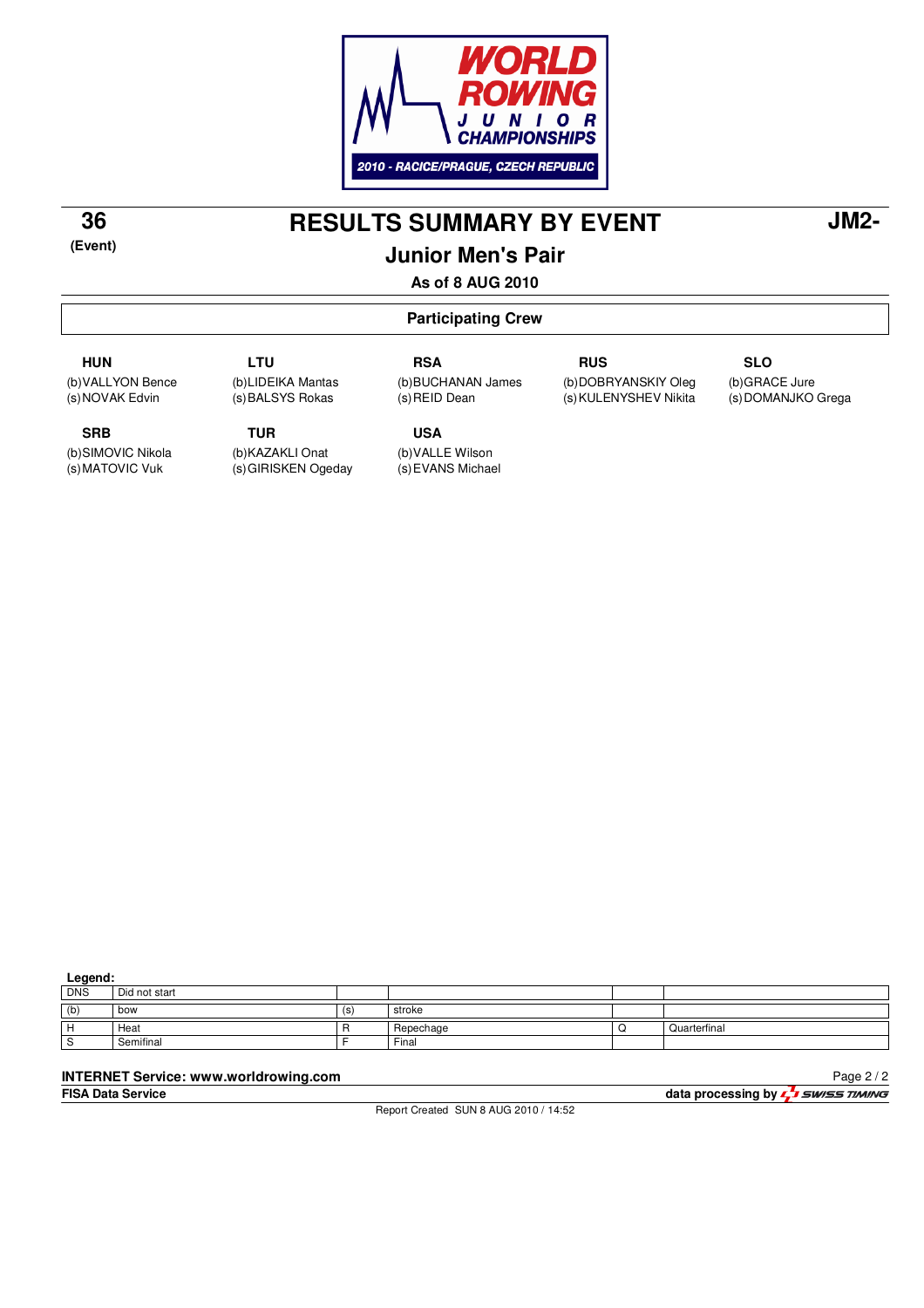**World Rowing Junior Championships**
**2010 - RACICE/PRAGUE, CZECH REPUBLIC**

**36**
**(Event)**

# RESULTS SUMMARY BY EVENT

**JM2-**

## Junior Men's Pair

**As of 8 AUG 2010**

### Participating Crew

**HUN**
(b) VALLYON Bence
(s) NOVAK Edvin

**LTU**
(b) LIDEIKA Mantas
(s) BALSYS Rokas

**RSA**
(b) BUCHANAN James
(s) REID Dean

**RUS**
(b) DOBRYANSKIY Oleg
(s) KULENYSHEV Nikita

**SLO**
(b) GRACE Jure
(s) DOMANJKO Grega

**SRB**
(b) SIMOVIC Nikola
(s) MATOVIC Vuk

**TUR**
(b) KAZAKLI Onat
(s) GIRISKEN Ogeday

**USA**
(b) VALLE Wilson
(s) EVANS Michael

**Legend:**

| | | | | | |
|---|---|---|---|---|---|
| DNS | Did not start | | | | |
| (b) | bow | (s) | stroke | | |
| H | Heat | R | Repechage | Q | Quarterfinal |
| S | Semifinal | F | Final | | |

**INTERNET Service: www.worldrowing.com**
**FISA Data Service**
**data processing by SWISS TIMING**
Report Created SUN 8 AUG 2010 / 14:52